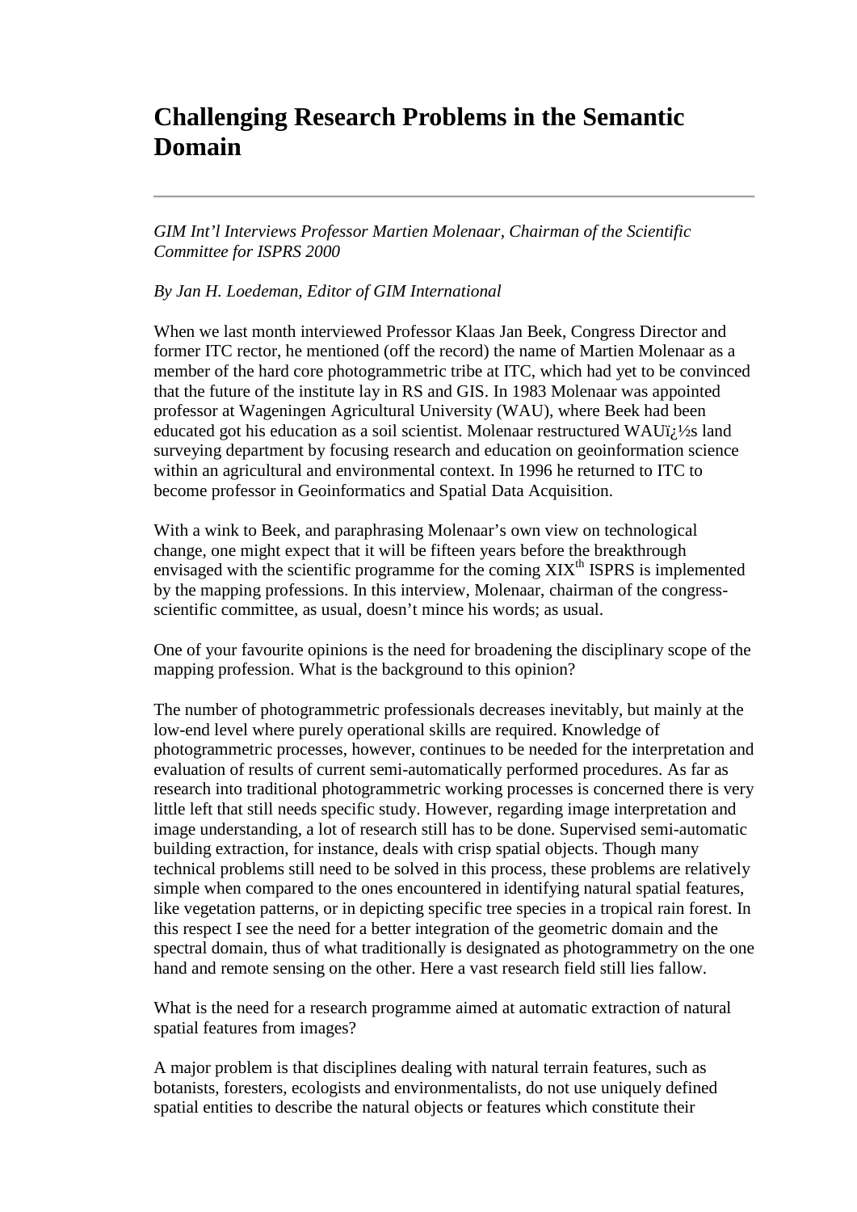# Challenging Research Problems in the Semantic Domain

---

*GIM Int'l Interviews Professor Martien Molenaar, Chairman of the Scientific Committee for ISPRS 2000*

*By Jan H. Loedeman, Editor of GIM International*

When we last month interviewed Professor Klaas Jan Beek, Congress Director and former ITC rector, he mentioned (off the record) the name of Martien Molenaar as a member of the hard core photogrammetric tribe at ITC, which had yet to be convinced that the future of the institute lay in RS and GIS. In 1983 Molenaar was appointed professor at Wageningen Agricultural University (WAU), where Beek had been educated got his education as a soil scientist. Molenaar restructured WAUï¿½s land surveying department by focusing research and education on geoinformation science within an agricultural and environmental context. In 1996 he returned to ITC to become professor in Geoinformatics and Spatial Data Acquisition.

With a wink to Beek, and paraphrasing Molenaar's own view on technological change, one might expect that it will be fifteen years before the breakthrough envisaged with the scientific programme for the coming XIX$^{th}$ ISPRS is implemented by the mapping professions. In this interview, Molenaar, chairman of the congress-scientific committee, as usual, doesn't mince his words; as usual.

One of your favourite opinions is the need for broadening the disciplinary scope of the mapping profession. What is the background to this opinion?

The number of photogrammetric professionals decreases inevitably, but mainly at the low-end level where purely operational skills are required. Knowledge of photogrammetric processes, however, continues to be needed for the interpretation and evaluation of results of current semi-automatically performed procedures. As far as research into traditional photogrammetric working processes is concerned there is very little left that still needs specific study. However, regarding image interpretation and image understanding, a lot of research still has to be done. Supervised semi-automatic building extraction, for instance, deals with crisp spatial objects. Though many technical problems still need to be solved in this process, these problems are relatively simple when compared to the ones encountered in identifying natural spatial features, like vegetation patterns, or in depicting specific tree species in a tropical rain forest. In this respect I see the need for a better integration of the geometric domain and the spectral domain, thus of what traditionally is designated as photogrammetry on the one hand and remote sensing on the other. Here a vast research field still lies fallow.

What is the need for a research programme aimed at automatic extraction of natural spatial features from images?

A major problem is that disciplines dealing with natural terrain features, such as botanists, foresters, ecologists and environmentalists, do not use uniquely defined spatial entities to describe the natural objects or features which constitute their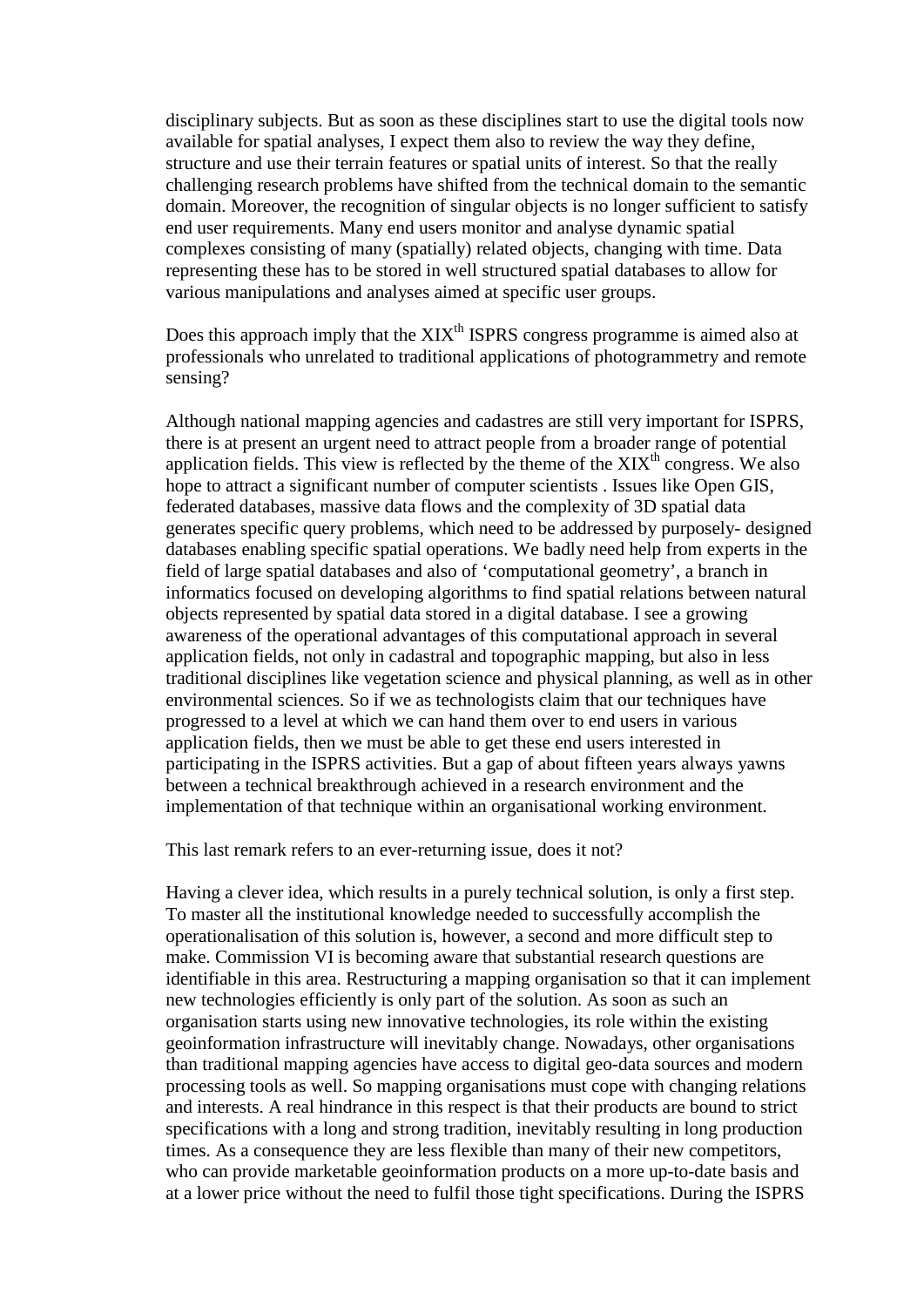disciplinary subjects. But as soon as these disciplines start to use the digital tools now available for spatial analyses, I expect them also to review the way they define, structure and use their terrain features or spatial units of interest. So that the really challenging research problems have shifted from the technical domain to the semantic domain. Moreover, the recognition of singular objects is no longer sufficient to satisfy end user requirements. Many end users monitor and analyse dynamic spatial complexes consisting of many (spatially) related objects, changing with time. Data representing these has to be stored in well structured spatial databases to allow for various manipulations and analyses aimed at specific user groups.

Does this approach imply that the XIX$^{th}$ ISPRS congress programme is aimed also at professionals who unrelated to traditional applications of photogrammetry and remote sensing?

Although national mapping agencies and cadastres are still very important for ISPRS, there is at present an urgent need to attract people from a broader range of potential application fields. This view is reflected by the theme of the XIX$^{th}$ congress. We also hope to attract a significant number of computer scientists . Issues like Open GIS, federated databases, massive data flows and the complexity of 3D spatial data generates specific query problems, which need to be addressed by purposely- designed databases enabling specific spatial operations. We badly need help from experts in the field of large spatial databases and also of 'computational geometry', a branch in informatics focused on developing algorithms to find spatial relations between natural objects represented by spatial data stored in a digital database. I see a growing awareness of the operational advantages of this computational approach in several application fields, not only in cadastral and topographic mapping, but also in less traditional disciplines like vegetation science and physical planning, as well as in other environmental sciences. So if we as technologists claim that our techniques have progressed to a level at which we can hand them over to end users in various application fields, then we must be able to get these end users interested in participating in the ISPRS activities. But a gap of about fifteen years always yawns between a technical breakthrough achieved in a research environment and the implementation of that technique within an organisational working environment.

This last remark refers to an ever-returning issue, does it not?

Having a clever idea, which results in a purely technical solution, is only a first step. To master all the institutional knowledge needed to successfully accomplish the operationalisation of this solution is, however, a second and more difficult step to make. Commission VI is becoming aware that substantial research questions are identifiable in this area. Restructuring a mapping organisation so that it can implement new technologies efficiently is only part of the solution. As soon as such an organisation starts using new innovative technologies, its role within the existing geoinformation infrastructure will inevitably change. Nowadays, other organisations than traditional mapping agencies have access to digital geo-data sources and modern processing tools as well. So mapping organisations must cope with changing relations and interests. A real hindrance in this respect is that their products are bound to strict specifications with a long and strong tradition, inevitably resulting in long production times. As a consequence they are less flexible than many of their new competitors, who can provide marketable geoinformation products on a more up-to-date basis and at a lower price without the need to fulfil those tight specifications. During the ISPRS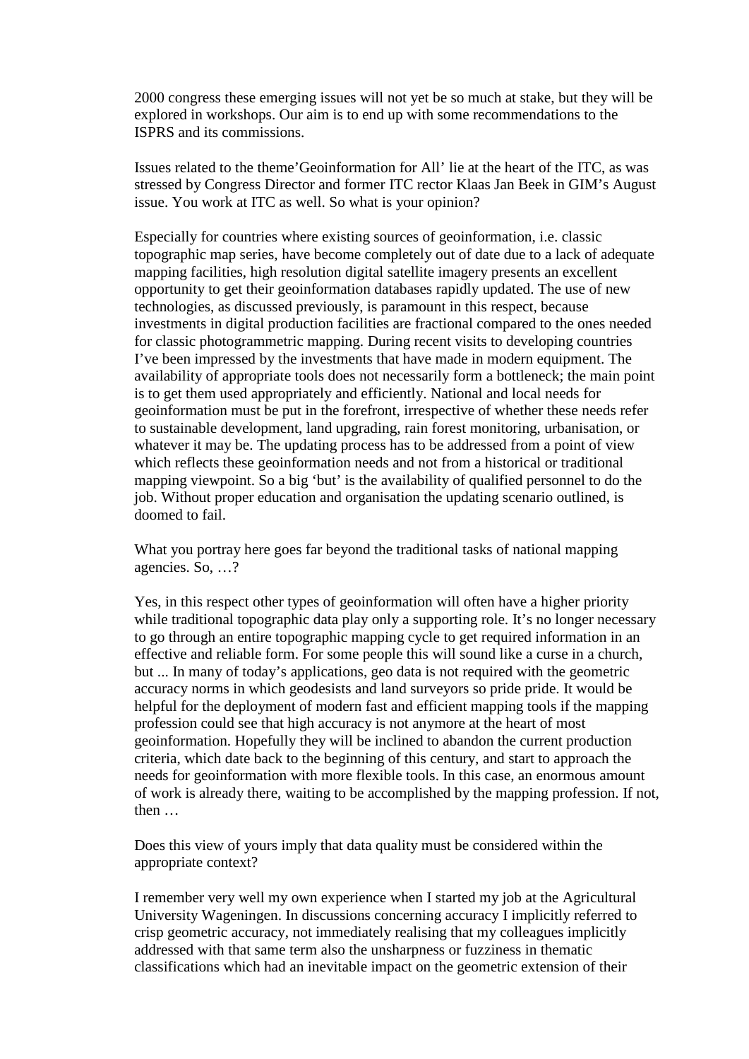2000 congress these emerging issues will not yet be so much at stake, but they will be explored in workshops. Our aim is to end up with some recommendations to the ISPRS and its commissions.

Issues related to the theme'Geoinformation for All' lie at the heart of the ITC, as was stressed by Congress Director and former ITC rector Klaas Jan Beek in GIM's August issue. You work at ITC as well. So what is your opinion?

Especially for countries where existing sources of geoinformation, i.e. classic topographic map series, have become completely out of date due to a lack of adequate mapping facilities, high resolution digital satellite imagery presents an excellent opportunity to get their geoinformation databases rapidly updated. The use of new technologies, as discussed previously, is paramount in this respect, because investments in digital production facilities are fractional compared to the ones needed for classic photogrammetric mapping. During recent visits to developing countries I've been impressed by the investments that have made in modern equipment. The availability of appropriate tools does not necessarily form a bottleneck; the main point is to get them used appropriately and efficiently. National and local needs for geoinformation must be put in the forefront, irrespective of whether these needs refer to sustainable development, land upgrading, rain forest monitoring, urbanisation, or whatever it may be. The updating process has to be addressed from a point of view which reflects these geoinformation needs and not from a historical or traditional mapping viewpoint. So a big 'but' is the availability of qualified personnel to do the job. Without proper education and organisation the updating scenario outlined, is doomed to fail.

What you portray here goes far beyond the traditional tasks of national mapping agencies. So, …?

Yes, in this respect other types of geoinformation will often have a higher priority while traditional topographic data play only a supporting role. It's no longer necessary to go through an entire topographic mapping cycle to get required information in an effective and reliable form. For some people this will sound like a curse in a church, but ... In many of today's applications, geo data is not required with the geometric accuracy norms in which geodesists and land surveyors so pride pride. It would be helpful for the deployment of modern fast and efficient mapping tools if the mapping profession could see that high accuracy is not anymore at the heart of most geoinformation. Hopefully they will be inclined to abandon the current production criteria, which date back to the beginning of this century, and start to approach the needs for geoinformation with more flexible tools. In this case, an enormous amount of work is already there, waiting to be accomplished by the mapping profession. If not, then …

Does this view of yours imply that data quality must be considered within the appropriate context?

I remember very well my own experience when I started my job at the Agricultural University Wageningen. In discussions concerning accuracy I implicitly referred to crisp geometric accuracy, not immediately realising that my colleagues implicitly addressed with that same term also the unsharpness or fuzziness in thematic classifications which had an inevitable impact on the geometric extension of their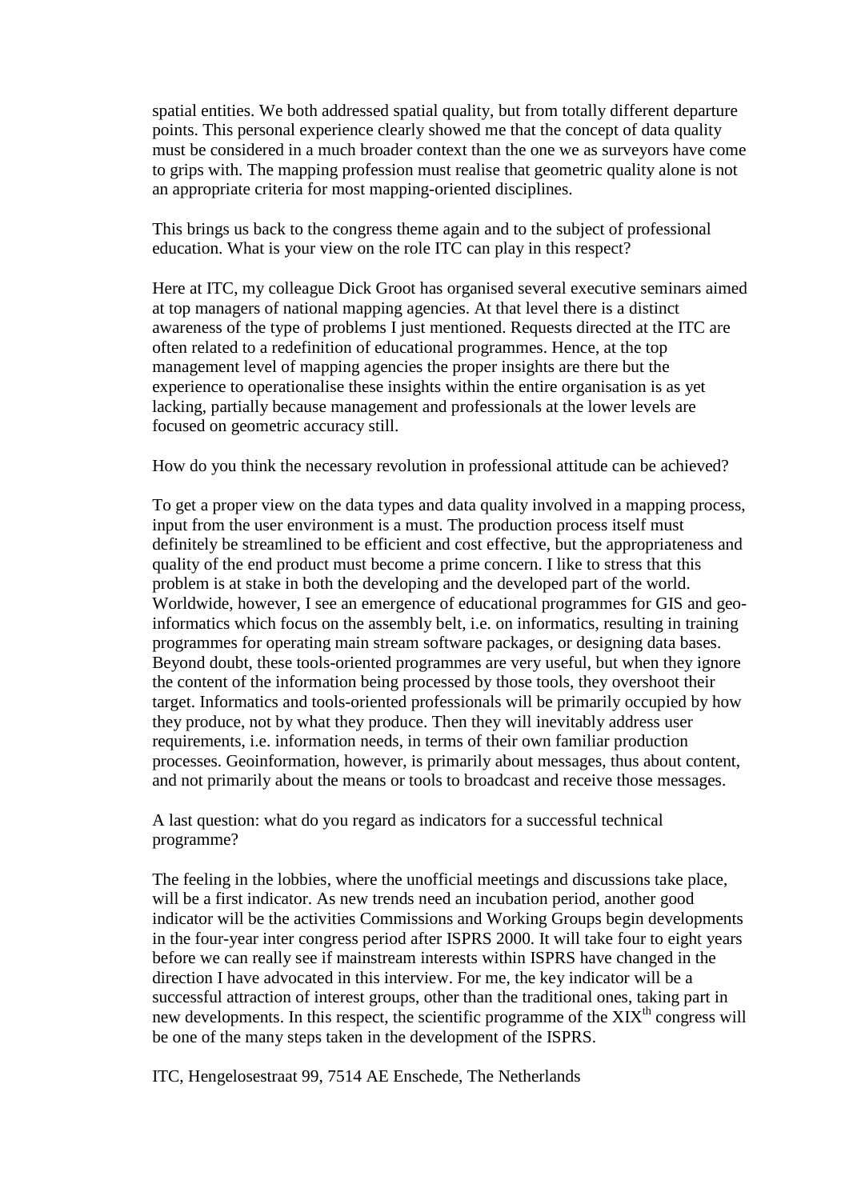spatial entities. We both addressed spatial quality, but from totally different departure points. This personal experience clearly showed me that the concept of data quality must be considered in a much broader context than the one we as surveyors have come to grips with. The mapping profession must realise that geometric quality alone is not an appropriate criteria for most mapping-oriented disciplines.

This brings us back to the congress theme again and to the subject of professional education. What is your view on the role ITC can play in this respect?

Here at ITC, my colleague Dick Groot has organised several executive seminars aimed at top managers of national mapping agencies. At that level there is a distinct awareness of the type of problems I just mentioned. Requests directed at the ITC are often related to a redefinition of educational programmes. Hence, at the top management level of mapping agencies the proper insights are there but the experience to operationalise these insights within the entire organisation is as yet lacking, partially because management and professionals at the lower levels are focused on geometric accuracy still.

How do you think the necessary revolution in professional attitude can be achieved?

To get a proper view on the data types and data quality involved in a mapping process, input from the user environment is a must. The production process itself must definitely be streamlined to be efficient and cost effective, but the appropriateness and quality of the end product must become a prime concern. I like to stress that this problem is at stake in both the developing and the developed part of the world. Worldwide, however, I see an emergence of educational programmes for GIS and geo-informatics which focus on the assembly belt, i.e. on informatics, resulting in training programmes for operating main stream software packages, or designing data bases. Beyond doubt, these tools-oriented programmes are very useful, but when they ignore the content of the information being processed by those tools, they overshoot their target. Informatics and tools-oriented professionals will be primarily occupied by how they produce, not by what they produce. Then they will inevitably address user requirements, i.e. information needs, in terms of their own familiar production processes. Geoinformation, however, is primarily about messages, thus about content, and not primarily about the means or tools to broadcast and receive those messages.

A last question: what do you regard as indicators for a successful technical programme?

The feeling in the lobbies, where the unofficial meetings and discussions take place, will be a first indicator. As new trends need an incubation period, another good indicator will be the activities Commissions and Working Groups begin developments in the four-year inter congress period after ISPRS 2000. It will take four to eight years before we can really see if mainstream interests within ISPRS have changed in the direction I have advocated in this interview. For me, the key indicator will be a successful attraction of interest groups, other than the traditional ones, taking part in new developments. In this respect, the scientific programme of the XIX$^{th}$ congress will be one of the many steps taken in the development of the ISPRS.

ITC, Hengelosestraat 99, 7514 AE Enschede, The Netherlands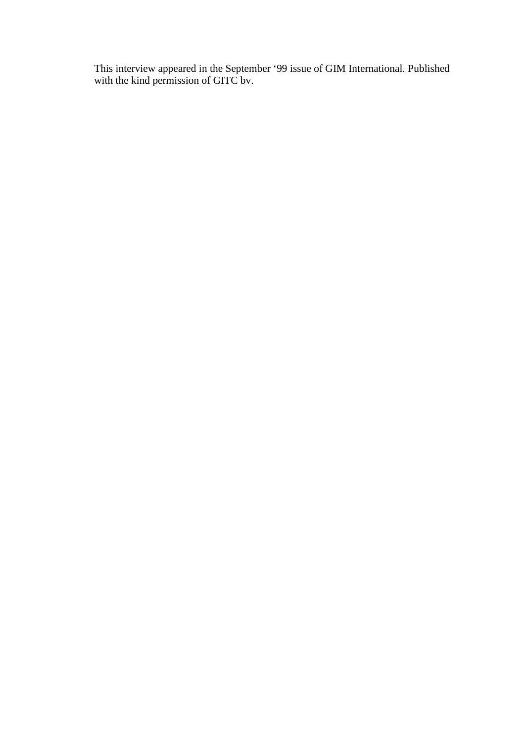This interview appeared in the September ‘99 issue of GIM International. Published with the kind permission of GITC bv.